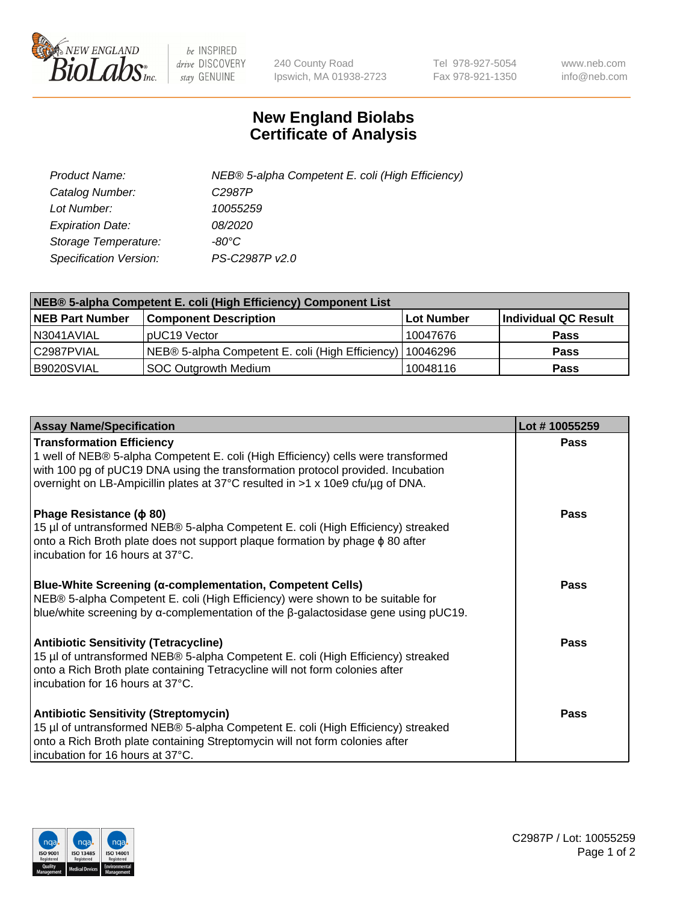240 County Road
Ipswich, MA 01938-2723

Tel 978-927-5054
Fax 978-921-1350

www.neb.com
info@neb.com

# New England Biolabs
# Certificate of Analysis

| | |
|---|---|
| *Product Name:* | *NEB® 5-alpha Competent E. coli (High Efficiency)* |
| *Catalog Number:* | *C2987P* |
| *Lot Number:* | *10055259* |
| *Expiration Date:* | *08/2020* |
| *Storage Temperature:* | *-80°C* |
| *Specification Version:* | *PS-C2987P v2.0* |

| NEB® 5-alpha Competent E. coli (High Efficiency) Component List | | | |
|---|---|---|---|
| **NEB Part Number** | **Component Description** | **Lot Number** | **Individual QC Result** |
| N3041AVIAL | pUC19 Vector | 10047676 | **Pass** |
| C2987PVIAL | NEB® 5-alpha Competent E. coli (High Efficiency) | 10046296 | **Pass** |
| B9020SVIAL | SOC Outgrowth Medium | 10048116 | **Pass** |

| Assay Name/Specification | Lot # 10055259 |
|---|---|
| **Transformation Efficiency**<br>1 well of NEB® 5-alpha Competent E. coli (High Efficiency) cells were transformed with 100 pg of pUC19 DNA using the transformation protocol provided. Incubation overnight on LB-Ampicillin plates at 37°C resulted in >1 x 10e9 cfu/µg of DNA. | **Pass** |
| **Phage Resistance (ϕ 80)**<br>15 µl of untransformed NEB® 5-alpha Competent E. coli (High Efficiency) streaked onto a Rich Broth plate does not support plaque formation by phage ϕ 80 after incubation for 16 hours at 37°C. | **Pass** |
| **Blue-White Screening (α-complementation, Competent Cells)**<br>NEB® 5-alpha Competent E. coli (High Efficiency) were shown to be suitable for blue/white screening by α-complementation of the β-galactosidase gene using pUC19. | **Pass** |
| **Antibiotic Sensitivity (Tetracycline)**<br>15 µl of untransformed NEB® 5-alpha Competent E. coli (High Efficiency) streaked onto a Rich Broth plate containing Tetracycline will not form colonies after incubation for 16 hours at 37°C. | **Pass** |
| **Antibiotic Sensitivity (Streptomycin)**<br>15 µl of untransformed NEB® 5-alpha Competent E. coli (High Efficiency) streaked onto a Rich Broth plate containing Streptomycin will not form colonies after incubation for 16 hours at 37°C. | **Pass** |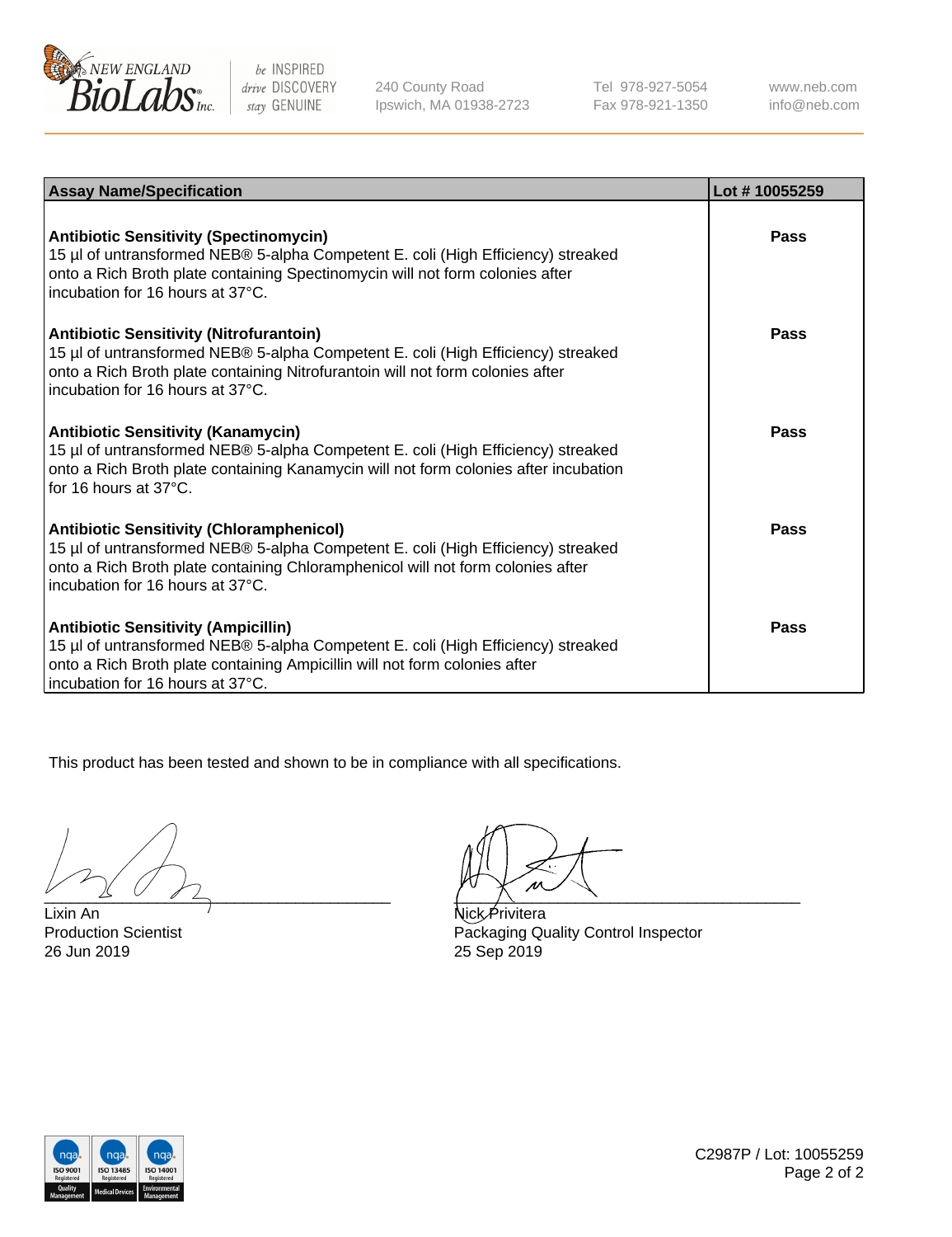| Assay Name/Specification | Lot # 10055259 |
|---|---|
| **Antibiotic Sensitivity (Spectinomycin)**<br>15 µl of untransformed NEB® 5-alpha Competent E. coli (High Efficiency) streaked onto a Rich Broth plate containing Spectinomycin will not form colonies after incubation for 16 hours at 37°C. | **Pass** |
| **Antibiotic Sensitivity (Nitrofurantoin)**<br>15 µl of untransformed NEB® 5-alpha Competent E. coli (High Efficiency) streaked onto a Rich Broth plate containing Nitrofurantoin will not form colonies after incubation for 16 hours at 37°C. | **Pass** |
| **Antibiotic Sensitivity (Kanamycin)**<br>15 µl of untransformed NEB® 5-alpha Competent E. coli (High Efficiency) streaked onto a Rich Broth plate containing Kanamycin will not form colonies after incubation for 16 hours at 37°C. | **Pass** |
| **Antibiotic Sensitivity (Chloramphenicol)**<br>15 µl of untransformed NEB® 5-alpha Competent E. coli (High Efficiency) streaked onto a Rich Broth plate containing Chloramphenicol will not form colonies after incubation for 16 hours at 37°C. | **Pass** |
| **Antibiotic Sensitivity (Ampicillin)**<br>15 µl of untransformed NEB® 5-alpha Competent E. coli (High Efficiency) streaked onto a Rich Broth plate containing Ampicillin will not form colonies after incubation for 16 hours at 37°C. | **Pass** |

This product has been tested and shown to be in compliance with all specifications.

Lixin An
Production Scientist
26 Jun 2019

Nick Privitera
Packaging Quality Control Inspector
25 Sep 2019

C2987P / Lot: 10055259